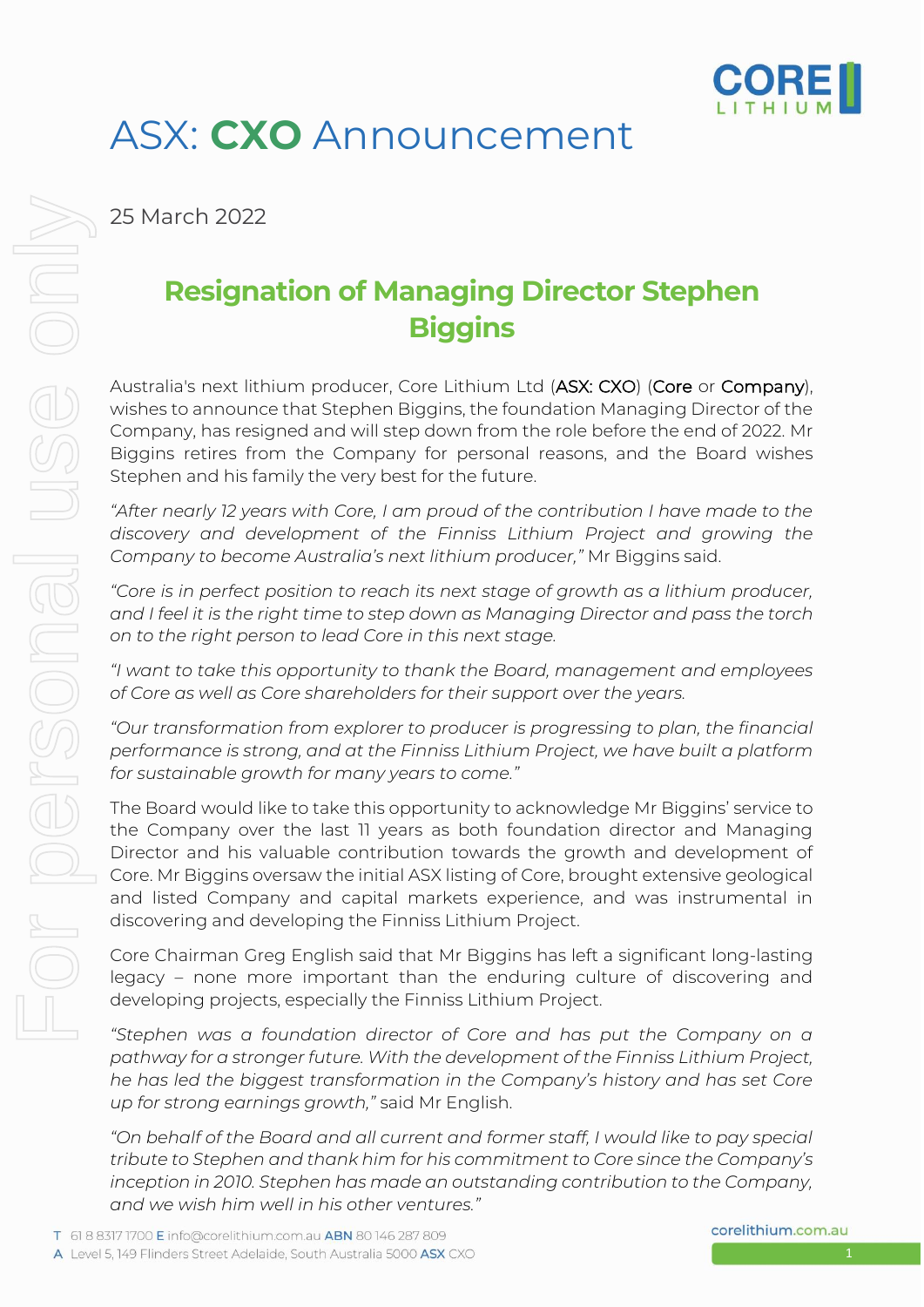# ASX: **CXO** Announcement

25 March 2022

## Resignation of Managing Director Stephen Biggins

Australia's next lithium producer, Core Lithium Ltd (**ASX: CXO**) (**Core** or **Company**), wishes to announce that Stephen Biggins, the foundation Managing Director of the Company, has resigned and will step down from the role before the end of 2022. Mr Biggins retires from the Company for personal reasons, and the Board wishes Stephen and his family the very best for the future.

*"After nearly 12 years with Core, I am proud of the contribution I have made to the discovery and development of the Finniss Lithium Project and growing the Company to become Australia's next lithium producer,"* Mr Biggins said.

*"Core is in perfect position to reach its next stage of growth as a lithium producer, and I feel it is the right time to step down as Managing Director and pass the torch on to the right person to lead Core in this next stage.*

*"I want to take this opportunity to thank the Board, management and employees of Core as well as Core shareholders for their support over the years.*

*"Our transformation from explorer to producer is progressing to plan, the financial performance is strong, and at the Finniss Lithium Project, we have built a platform for sustainable growth for many years to come."*

The Board would like to take this opportunity to acknowledge Mr Biggins' service to the Company over the last 11 years as both foundation director and Managing Director and his valuable contribution towards the growth and development of Core. Mr Biggins oversaw the initial ASX listing of Core, brought extensive geological and listed Company and capital markets experience, and was instrumental in discovering and developing the Finniss Lithium Project.

Core Chairman Greg English said that Mr Biggins has left a significant long-lasting legacy – none more important than the enduring culture of discovering and developing projects, especially the Finniss Lithium Project.

*"Stephen was a foundation director of Core and has put the Company on a pathway for a stronger future. With the development of the Finniss Lithium Project, he has led the biggest transformation in the Company's history and has set Core up for strong earnings growth,"* said Mr English.

*"On behalf of the Board and all current and former staff, I would like to pay special tribute to Stephen and thank him for his commitment to Core since the Company's inception in 2010. Stephen has made an outstanding contribution to the Company, and we wish him well in his other ventures."*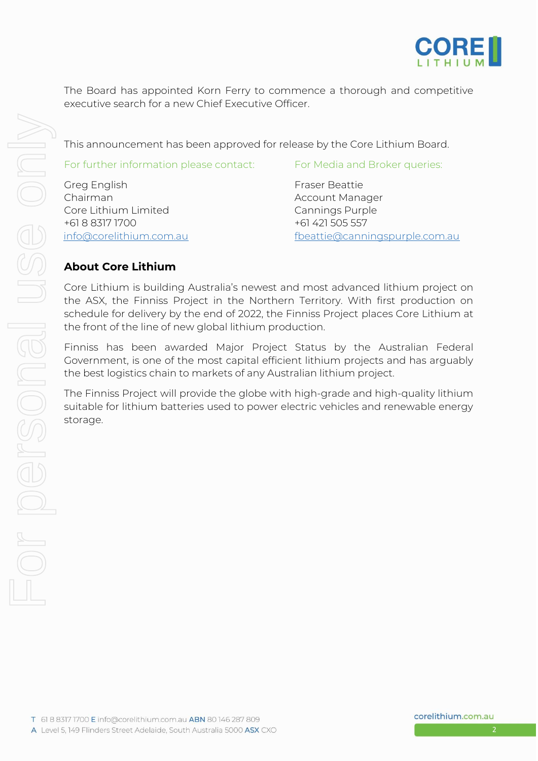The Board has appointed Korn Ferry to commence a thorough and competitive executive search for a new Chief Executive Officer.

This announcement has been approved for release by the Core Lithium Board.

For further information please contact:

Greg English
Chairman
Core Lithium Limited
+61 8 8317 1700
info@corelithium.com.au

For Media and Broker queries:

Fraser Beattie
Account Manager
Cannings Purple
+61 421 505 557
fbeattie@canningspurple.com.au

## About Core Lithium

Core Lithium is building Australia's newest and most advanced lithium project on the ASX, the Finniss Project in the Northern Territory. With first production on schedule for delivery by the end of 2022, the Finniss Project places Core Lithium at the front of the line of new global lithium production.

Finniss has been awarded Major Project Status by the Australian Federal Government, is one of the most capital efficient lithium projects and has arguably the best logistics chain to markets of any Australian lithium project.

The Finniss Project will provide the globe with high-grade and high-quality lithium suitable for lithium batteries used to power electric vehicles and renewable energy storage.